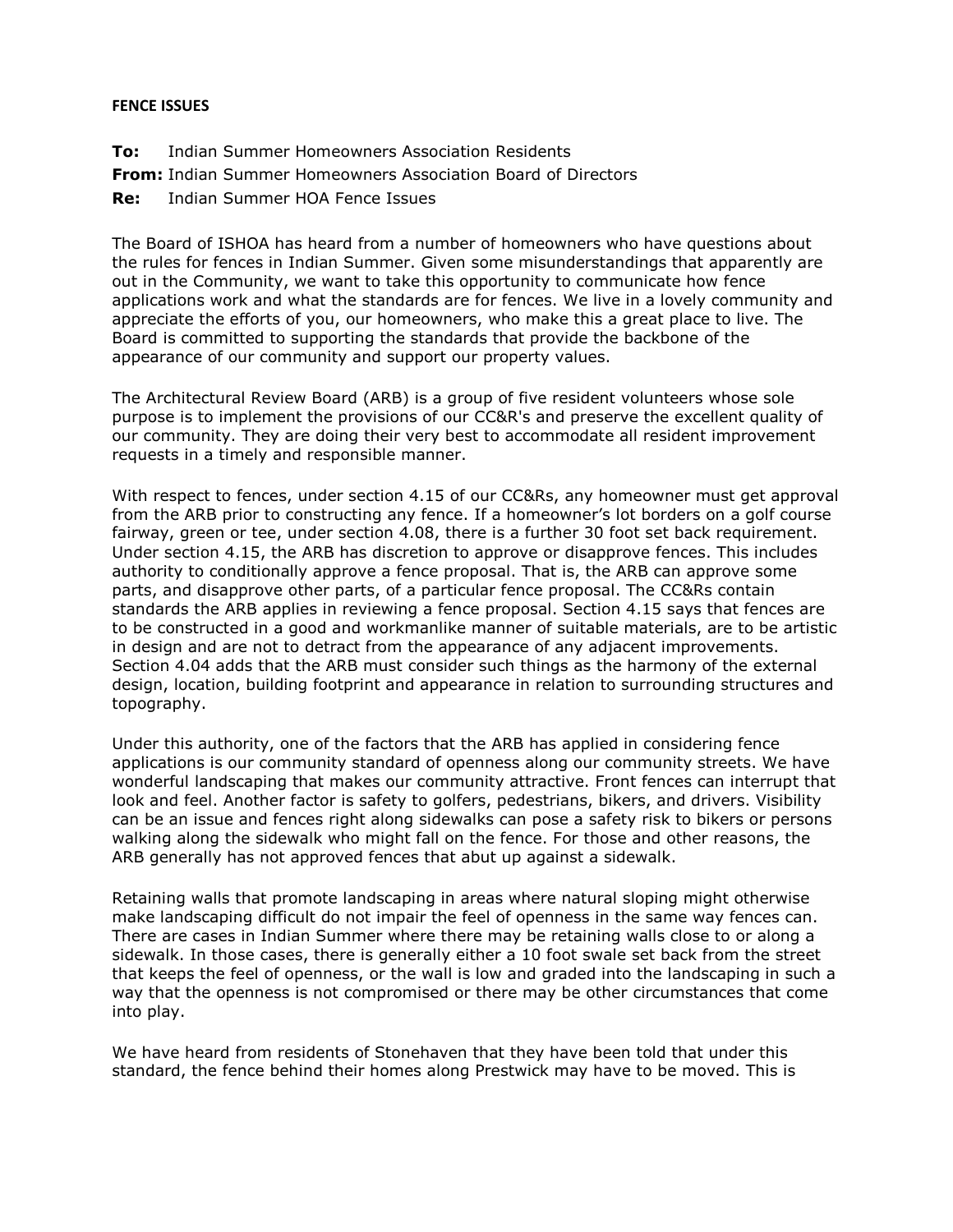**FENCE ISSUES**

**To:** Indian Summer Homeowners Association Residents
**From:** Indian Summer Homeowners Association Board of Directors
**Re:** Indian Summer HOA Fence Issues

The Board of ISHOA has heard from a number of homeowners who have questions about the rules for fences in Indian Summer. Given some misunderstandings that apparently are out in the Community, we want to take this opportunity to communicate how fence applications work and what the standards are for fences. We live in a lovely community and appreciate the efforts of you, our homeowners, who make this a great place to live. The Board is committed to supporting the standards that provide the backbone of the appearance of our community and support our property values.

The Architectural Review Board (ARB) is a group of five resident volunteers whose sole purpose is to implement the provisions of our CC&R's and preserve the excellent quality of our community. They are doing their very best to accommodate all resident improvement requests in a timely and responsible manner.

With respect to fences, under section 4.15 of our CC&Rs, any homeowner must get approval from the ARB prior to constructing any fence. If a homeowner's lot borders on a golf course fairway, green or tee, under section 4.08, there is a further 30 foot set back requirement. Under section 4.15, the ARB has discretion to approve or disapprove fences. This includes authority to conditionally approve a fence proposal. That is, the ARB can approve some parts, and disapprove other parts, of a particular fence proposal. The CC&Rs contain standards the ARB applies in reviewing a fence proposal. Section 4.15 says that fences are to be constructed in a good and workmanlike manner of suitable materials, are to be artistic in design and are not to detract from the appearance of any adjacent improvements. Section 4.04 adds that the ARB must consider such things as the harmony of the external design, location, building footprint and appearance in relation to surrounding structures and topography.

Under this authority, one of the factors that the ARB has applied in considering fence applications is our community standard of openness along our community streets. We have wonderful landscaping that makes our community attractive. Front fences can interrupt that look and feel. Another factor is safety to golfers, pedestrians, bikers, and drivers. Visibility can be an issue and fences right along sidewalks can pose a safety risk to bikers or persons walking along the sidewalk who might fall on the fence. For those and other reasons, the ARB generally has not approved fences that abut up against a sidewalk.

Retaining walls that promote landscaping in areas where natural sloping might otherwise make landscaping difficult do not impair the feel of openness in the same way fences can. There are cases in Indian Summer where there may be retaining walls close to or along a sidewalk. In those cases, there is generally either a 10 foot swale set back from the street that keeps the feel of openness, or the wall is low and graded into the landscaping in such a way that the openness is not compromised or there may be other circumstances that come into play.

We have heard from residents of Stonehaven that they have been told that under this standard, the fence behind their homes along Prestwick may have to be moved. This is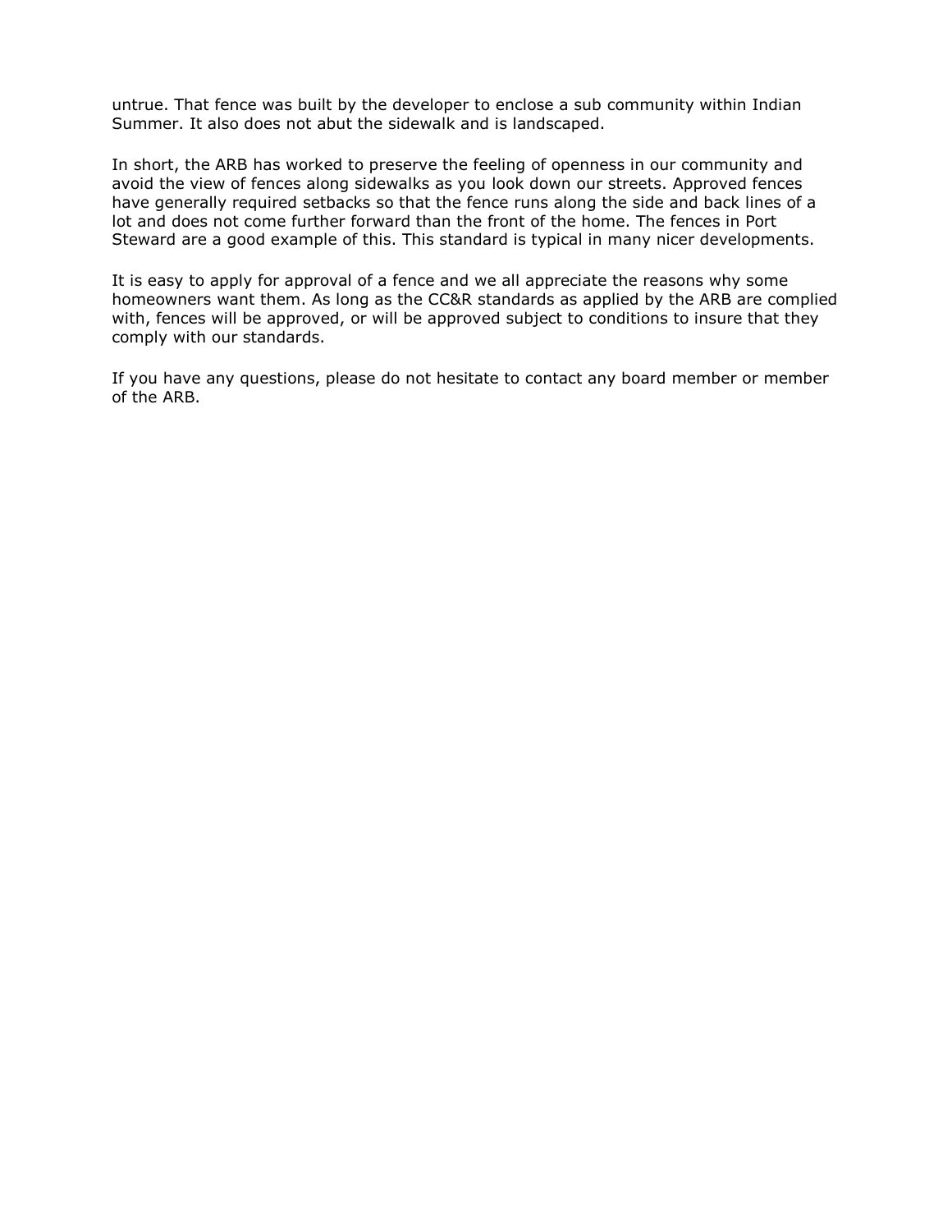untrue. That fence was built by the developer to enclose a sub community within Indian Summer. It also does not abut the sidewalk and is landscaped.

In short, the ARB has worked to preserve the feeling of openness in our community and avoid the view of fences along sidewalks as you look down our streets. Approved fences have generally required setbacks so that the fence runs along the side and back lines of a lot and does not come further forward than the front of the home. The fences in Port Steward are a good example of this. This standard is typical in many nicer developments.

It is easy to apply for approval of a fence and we all appreciate the reasons why some homeowners want them. As long as the CC&R standards as applied by the ARB are complied with, fences will be approved, or will be approved subject to conditions to insure that they comply with our standards.

If you have any questions, please do not hesitate to contact any board member or member of the ARB.